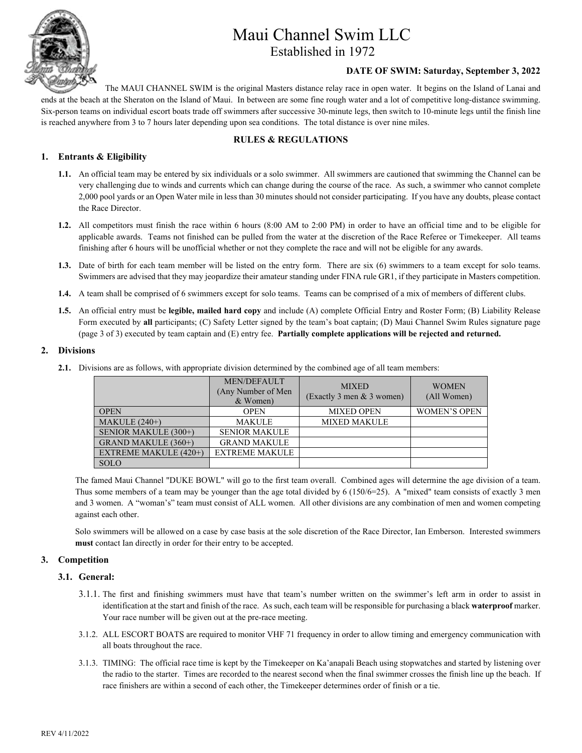# Maui Channel Swim LLC

Established in 1972

**DATE OF SWIM: Saturday, September 3, 2022**

The MAUI CHANNEL SWIM is the original Masters distance relay race in open water. It begins on the Island of Lanai and ends at the beach at the Sheraton on the Island of Maui. In between are some fine rough water and a lot of competitive long-distance swimming. Six-person teams on individual escort boats trade off swimmers after successive 30-minute legs, then switch to 10-minute legs until the finish line is reached anywhere from 3 to 7 hours later depending upon sea conditions. The total distance is over nine miles.

## RULES & REGULATIONS

### 1. Entrants & Eligibility

**1.1.** An official team may be entered by six individuals or a solo swimmer. All swimmers are cautioned that swimming the Channel can be very challenging due to winds and currents which can change during the course of the race. As such, a swimmer who cannot complete 2,000 pool yards or an Open Water mile in less than 30 minutes should not consider participating. If you have any doubts, please contact the Race Director.

**1.2.** All competitors must finish the race within 6 hours (8:00 AM to 2:00 PM) in order to have an official time and to be eligible for applicable awards. Teams not finished can be pulled from the water at the discretion of the Race Referee or Timekeeper. All teams finishing after 6 hours will be unofficial whether or not they complete the race and will not be eligible for any awards.

**1.3.** Date of birth for each team member will be listed on the entry form. There are six (6) swimmers to a team except for solo teams. Swimmers are advised that they may jeopardize their amateur standing under FINA rule GR1, if they participate in Masters competition.

**1.4.** A team shall be comprised of 6 swimmers except for solo teams. Teams can be comprised of a mix of members of different clubs.

**1.5.** An official entry must be **legible, mailed hard copy** and include (A) complete Official Entry and Roster Form; (B) Liability Release Form executed by **all** participants; (C) Safety Letter signed by the team's boat captain; (D) Maui Channel Swim Rules signature page (page 3 of 3) executed by team captain and (E) entry fee. **Partially complete applications will be rejected and returned.**

### 2. Divisions

**2.1.** Divisions are as follows, with appropriate division determined by the combined age of all team members:

| | MEN/DEFAULT (Any Number of Men & Women) | MIXED (Exactly 3 men & 3 women) | WOMEN (All Women) |
|---|---|---|---|
| OPEN | OPEN | MIXED OPEN | WOMEN'S OPEN |
| MAKULE (240+) | MAKULE | MIXED MAKULE | |
| SENIOR MAKULE (300+) | SENIOR MAKULE | | |
| GRAND MAKULE (360+) | GRAND MAKULE | | |
| EXTREME MAKULE (420+) | EXTREME MAKULE | | |
| SOLO | | | |

The famed Maui Channel "DUKE BOWL" will go to the first team overall. Combined ages will determine the age division of a team. Thus some members of a team may be younger than the age total divided by 6 (150/6=25). A "mixed" team consists of exactly 3 men and 3 women. A "woman's" team must consist of ALL women. All other divisions are any combination of men and women competing against each other.

Solo swimmers will be allowed on a case by case basis at the sole discretion of the Race Director, Ian Emberson. Interested swimmers **must** contact Ian directly in order for their entry to be accepted.

### 3. Competition

#### 3.1. General:

3.1.1. The first and finishing swimmers must have that team's number written on the swimmer's left arm in order to assist in identification at the start and finish of the race. As such, each team will be responsible for purchasing a black **waterproof** marker. Your race number will be given out at the pre-race meeting.

3.1.2. ALL ESCORT BOATS are required to monitor VHF 71 frequency in order to allow timing and emergency communication with all boats throughout the race.

3.1.3. TIMING: The official race time is kept by the Timekeeper on Ka'anapali Beach using stopwatches and started by listening over the radio to the starter. Times are recorded to the nearest second when the final swimmer crosses the finish line up the beach. If race finishers are within a second of each other, the Timekeeper determines order of finish or a tie.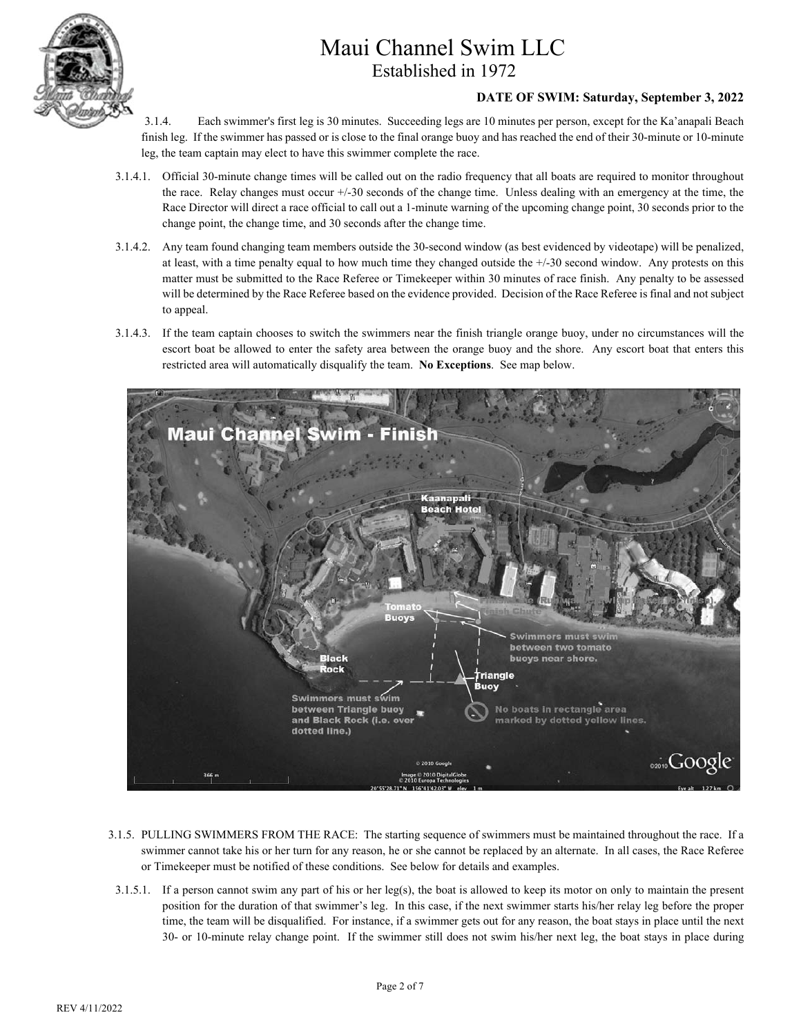# Maui Channel Swim LLC

Established in 1972

**DATE OF SWIM: Saturday, September 3, 2022**

3.1.4. Each swimmer's first leg is 30 minutes. Succeeding legs are 10 minutes per person, except for the Ka'anapali Beach finish leg. If the swimmer has passed or is close to the final orange buoy and has reached the end of their 30-minute or 10-minute leg, the team captain may elect to have this swimmer complete the race.

3.1.4.1. Official 30-minute change times will be called out on the radio frequency that all boats are required to monitor throughout the race. Relay changes must occur +/-30 seconds of the change time. Unless dealing with an emergency at the time, the Race Director will direct a race official to call out a 1-minute warning of the upcoming change point, 30 seconds prior to the change point, the change time, and 30 seconds after the change time.

3.1.4.2. Any team found changing team members outside the 30-second window (as best evidenced by videotape) will be penalized, at least, with a time penalty equal to how much time they changed outside the +/-30 second window. Any protests on this matter must be submitted to the Race Referee or Timekeeper within 30 minutes of race finish. Any penalty to be assessed will be determined by the Race Referee based on the evidence provided. Decision of the Race Referee is final and not subject to appeal.

3.1.4.3. If the team captain chooses to switch the swimmers near the finish triangle orange buoy, under no circumstances will the escort boat be allowed to enter the safety area between the orange buoy and the shore. Any escort boat that enters this restricted area will automatically disqualify the team. **No Exceptions**. See map below.

3.1.5. PULLING SWIMMERS FROM THE RACE: The starting sequence of swimmers must be maintained throughout the race. If a swimmer cannot take his or her turn for any reason, he or she cannot be replaced by an alternate. In all cases, the Race Referee or Timekeeper must be notified of these conditions. See below for details and examples.

3.1.5.1. If a person cannot swim any part of his or her leg(s), the boat is allowed to keep its motor on only to maintain the present position for the duration of that swimmer's leg. In this case, if the next swimmer starts his/her relay leg before the proper time, the team will be disqualified. For instance, if a swimmer gets out for any reason, the boat stays in place until the next 30- or 10-minute relay change point. If the swimmer still does not swim his/her next leg, the boat stays in place during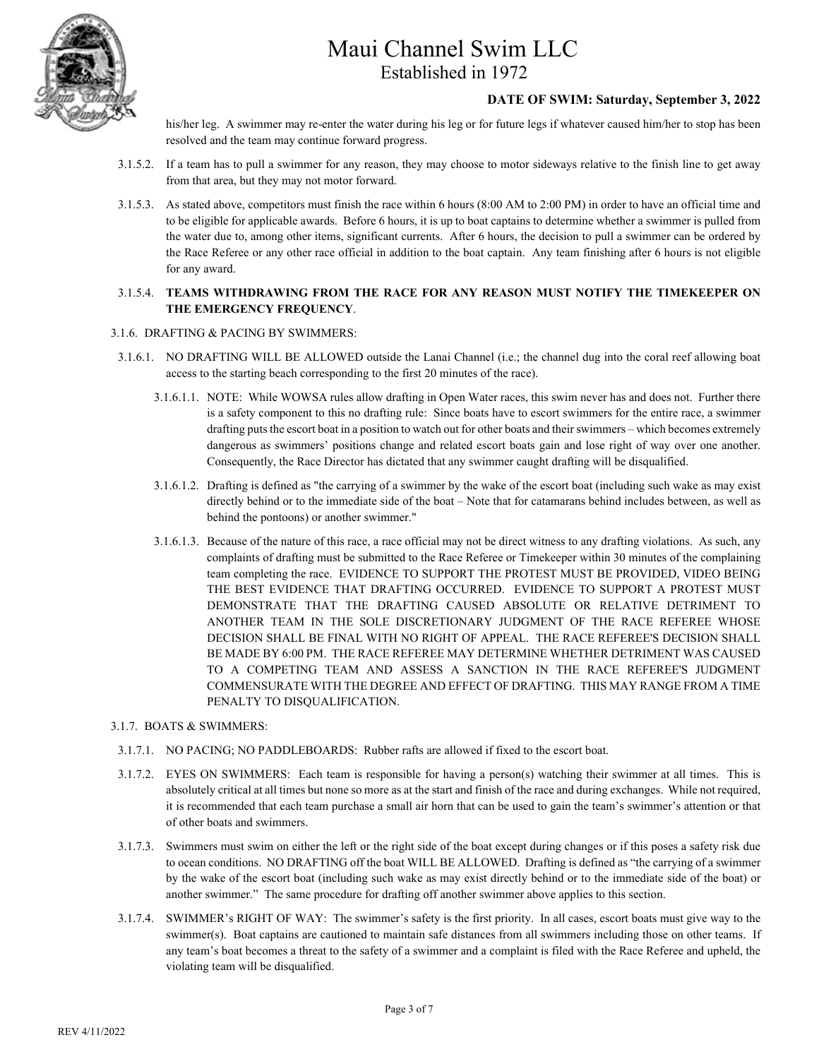his/her leg. A swimmer may re-enter the water during his leg or for future legs if whatever caused him/her to stop has been resolved and the team may continue forward progress.

3.1.5.2. If a team has to pull a swimmer for any reason, they may choose to motor sideways relative to the finish line to get away from that area, but they may not motor forward.

3.1.5.3. As stated above, competitors must finish the race within 6 hours (8:00 AM to 2:00 PM) in order to have an official time and to be eligible for applicable awards. Before 6 hours, it is up to boat captains to determine whether a swimmer is pulled from the water due to, among other items, significant currents. After 6 hours, the decision to pull a swimmer can be ordered by the Race Referee or any other race official in addition to the boat captain. Any team finishing after 6 hours is not eligible for any award.

3.1.5.4. **TEAMS WITHDRAWING FROM THE RACE FOR ANY REASON MUST NOTIFY THE TIMEKEEPER ON THE EMERGENCY FREQUENCY**.

3.1.6. DRAFTING & PACING BY SWIMMERS:

3.1.6.1. NO DRAFTING WILL BE ALLOWED outside the Lanai Channel (i.e.; the channel dug into the coral reef allowing boat access to the starting beach corresponding to the first 20 minutes of the race).

3.1.6.1.1. NOTE: While WOWSA rules allow drafting in Open Water races, this swim never has and does not. Further there is a safety component to this no drafting rule: Since boats have to escort swimmers for the entire race, a swimmer drafting puts the escort boat in a position to watch out for other boats and their swimmers – which becomes extremely dangerous as swimmers' positions change and related escort boats gain and lose right of way over one another. Consequently, the Race Director has dictated that any swimmer caught drafting will be disqualified.

3.1.6.1.2. Drafting is defined as "the carrying of a swimmer by the wake of the escort boat (including such wake as may exist directly behind or to the immediate side of the boat – Note that for catamarans behind includes between, as well as behind the pontoons) or another swimmer."

3.1.6.1.3. Because of the nature of this race, a race official may not be direct witness to any drafting violations. As such, any complaints of drafting must be submitted to the Race Referee or Timekeeper within 30 minutes of the complaining team completing the race. EVIDENCE TO SUPPORT THE PROTEST MUST BE PROVIDED, VIDEO BEING THE BEST EVIDENCE THAT DRAFTING OCCURRED. EVIDENCE TO SUPPORT A PROTEST MUST DEMONSTRATE THAT THE DRAFTING CAUSED ABSOLUTE OR RELATIVE DETRIMENT TO ANOTHER TEAM IN THE SOLE DISCRETIONARY JUDGMENT OF THE RACE REFEREE WHOSE DECISION SHALL BE FINAL WITH NO RIGHT OF APPEAL. THE RACE REFEREE'S DECISION SHALL BE MADE BY 6:00 PM. THE RACE REFEREE MAY DETERMINE WHETHER DETRIMENT WAS CAUSED TO A COMPETING TEAM AND ASSESS A SANCTION IN THE RACE REFEREE'S JUDGMENT COMMENSURATE WITH THE DEGREE AND EFFECT OF DRAFTING. THIS MAY RANGE FROM A TIME PENALTY TO DISQUALIFICATION.

3.1.7. BOATS & SWIMMERS:

3.1.7.1. NO PACING; NO PADDLEBOARDS: Rubber rafts are allowed if fixed to the escort boat.

3.1.7.2. EYES ON SWIMMERS: Each team is responsible for having a person(s) watching their swimmer at all times. This is absolutely critical at all times but none so more as at the start and finish of the race and during exchanges. While not required, it is recommended that each team purchase a small air horn that can be used to gain the team's swimmer's attention or that of other boats and swimmers.

3.1.7.3. Swimmers must swim on either the left or the right side of the boat except during changes or if this poses a safety risk due to ocean conditions. NO DRAFTING off the boat WILL BE ALLOWED. Drafting is defined as "the carrying of a swimmer by the wake of the escort boat (including such wake as may exist directly behind or to the immediate side of the boat) or another swimmer." The same procedure for drafting off another swimmer above applies to this section.

3.1.7.4. SWIMMER's RIGHT OF WAY: The swimmer's safety is the first priority. In all cases, escort boats must give way to the swimmer(s). Boat captains are cautioned to maintain safe distances from all swimmers including those on other teams. If any team's boat becomes a threat to the safety of a swimmer and a complaint is filed with the Race Referee and upheld, the violating team will be disqualified.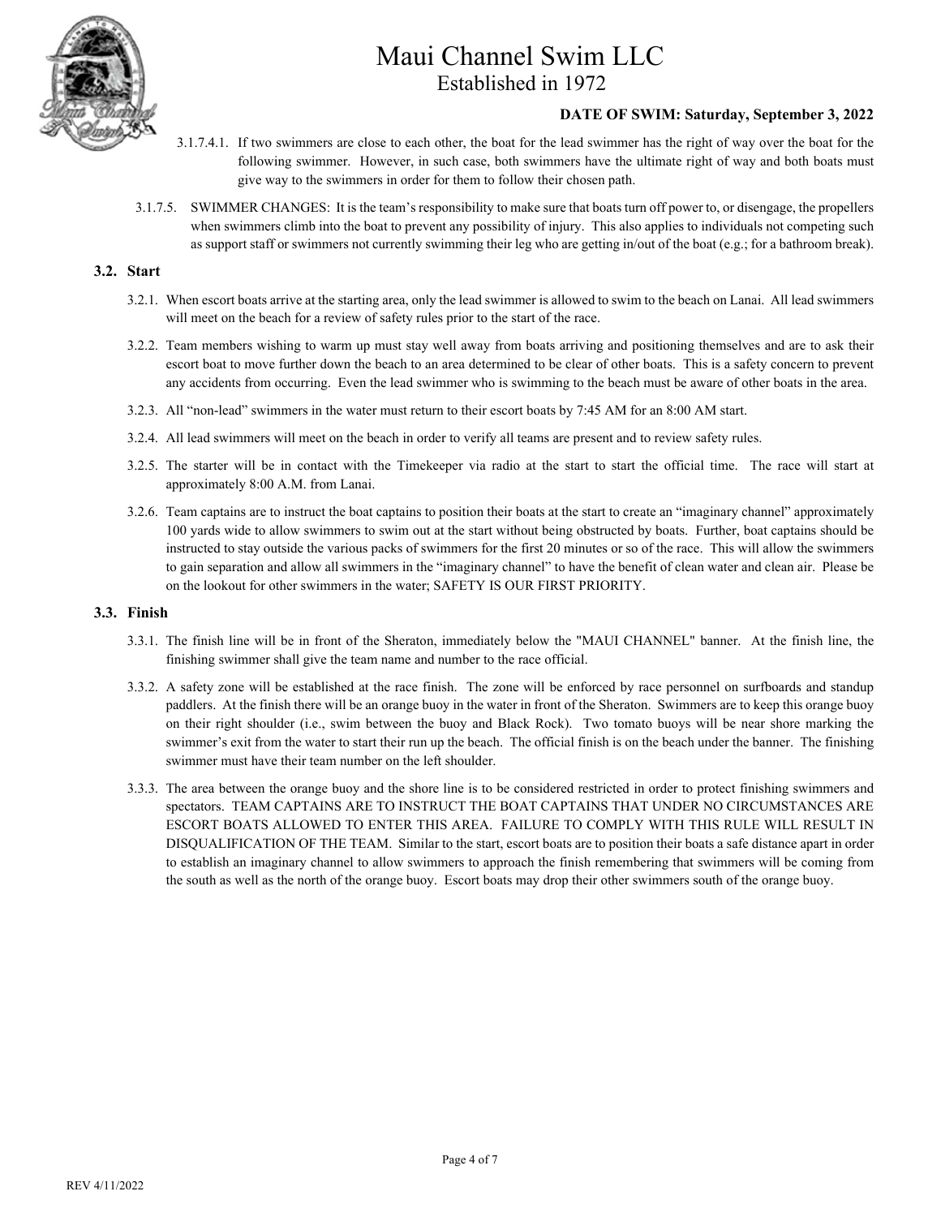3.1.7.4.1. If two swimmers are close to each other, the boat for the lead swimmer has the right of way over the boat for the following swimmer. However, in such case, both swimmers have the ultimate right of way and both boats must give way to the swimmers in order for them to follow their chosen path.

3.1.7.5. SWIMMER CHANGES: It is the team's responsibility to make sure that boats turn off power to, or disengage, the propellers when swimmers climb into the boat to prevent any possibility of injury. This also applies to individuals not competing such as support staff or swimmers not currently swimming their leg who are getting in/out of the boat (e.g.; for a bathroom break).

### 3.2. Start

3.2.1. When escort boats arrive at the starting area, only the lead swimmer is allowed to swim to the beach on Lanai. All lead swimmers will meet on the beach for a review of safety rules prior to the start of the race.

3.2.2. Team members wishing to warm up must stay well away from boats arriving and positioning themselves and are to ask their escort boat to move further down the beach to an area determined to be clear of other boats. This is a safety concern to prevent any accidents from occurring. Even the lead swimmer who is swimming to the beach must be aware of other boats in the area.

3.2.3. All "non-lead" swimmers in the water must return to their escort boats by 7:45 AM for an 8:00 AM start.

3.2.4. All lead swimmers will meet on the beach in order to verify all teams are present and to review safety rules.

3.2.5. The starter will be in contact with the Timekeeper via radio at the start to start the official time. The race will start at approximately 8:00 A.M. from Lanai.

3.2.6. Team captains are to instruct the boat captains to position their boats at the start to create an "imaginary channel" approximately 100 yards wide to allow swimmers to swim out at the start without being obstructed by boats. Further, boat captains should be instructed to stay outside the various packs of swimmers for the first 20 minutes or so of the race. This will allow the swimmers to gain separation and allow all swimmers in the "imaginary channel" to have the benefit of clean water and clean air. Please be on the lookout for other swimmers in the water; SAFETY IS OUR FIRST PRIORITY.

### 3.3. Finish

3.3.1. The finish line will be in front of the Sheraton, immediately below the "MAUI CHANNEL" banner. At the finish line, the finishing swimmer shall give the team name and number to the race official.

3.3.2. A safety zone will be established at the race finish. The zone will be enforced by race personnel on surfboards and standup paddlers. At the finish there will be an orange buoy in the water in front of the Sheraton. Swimmers are to keep this orange buoy on their right shoulder (i.e., swim between the buoy and Black Rock). Two tomato buoys will be near shore marking the swimmer's exit from the water to start their run up the beach. The official finish is on the beach under the banner. The finishing swimmer must have their team number on the left shoulder.

3.3.3. The area between the orange buoy and the shore line is to be considered restricted in order to protect finishing swimmers and spectators. TEAM CAPTAINS ARE TO INSTRUCT THE BOAT CAPTAINS THAT UNDER NO CIRCUMSTANCES ARE ESCORT BOATS ALLOWED TO ENTER THIS AREA. FAILURE TO COMPLY WITH THIS RULE WILL RESULT IN DISQUALIFICATION OF THE TEAM. Similar to the start, escort boats are to position their boats a safe distance apart in order to establish an imaginary channel to allow swimmers to approach the finish remembering that swimmers will be coming from the south as well as the north of the orange buoy. Escort boats may drop their other swimmers south of the orange buoy.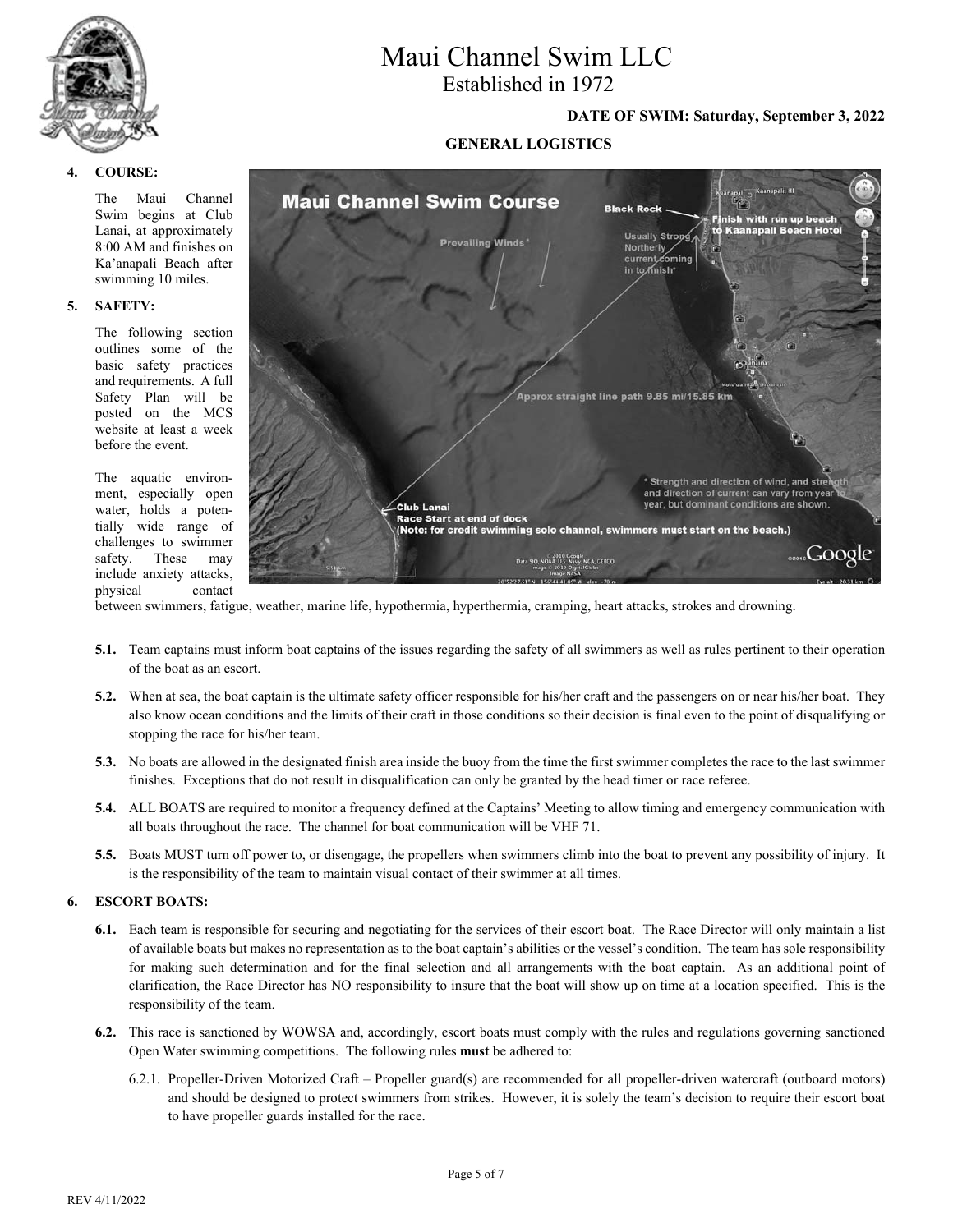# Maui Channel Swim LLC

Established in 1972

**DATE OF SWIM: Saturday, September 3, 2022**

**GENERAL LOGISTICS**

**4. COURSE:**

The Maui Channel Swim begins at Club Lanai, at approximately 8:00 AM and finishes on Ka'anapali Beach after swimming 10 miles.

**5. SAFETY:**

The following section outlines some of the basic safety practices and requirements. A full Safety Plan will be posted on the MCS website at least a week before the event.

The aquatic environment, especially open water, holds a potentially wide range of challenges to swimmer safety. These may include anxiety attacks, physical contact between swimmers, fatigue, weather, marine life, hypothermia, hyperthermia, cramping, heart attacks, strokes and drowning.

**5.1.** Team captains must inform boat captains of the issues regarding the safety of all swimmers as well as rules pertinent to their operation of the boat as an escort.

**5.2.** When at sea, the boat captain is the ultimate safety officer responsible for his/her craft and the passengers on or near his/her boat. They also know ocean conditions and the limits of their craft in those conditions so their decision is final even to the point of disqualifying or stopping the race for his/her team.

**5.3.** No boats are allowed in the designated finish area inside the buoy from the time the first swimmer completes the race to the last swimmer finishes. Exceptions that do not result in disqualification can only be granted by the head timer or race referee.

**5.4.** ALL BOATS are required to monitor a frequency defined at the Captains' Meeting to allow timing and emergency communication with all boats throughout the race. The channel for boat communication will be VHF 71.

**5.5.** Boats MUST turn off power to, or disengage, the propellers when swimmers climb into the boat to prevent any possibility of injury. It is the responsibility of the team to maintain visual contact of their swimmer at all times.

**6. ESCORT BOATS:**

**6.1.** Each team is responsible for securing and negotiating for the services of their escort boat. The Race Director will only maintain a list of available boats but makes no representation as to the boat captain's abilities or the vessel's condition. The team has sole responsibility for making such determination and for the final selection and all arrangements with the boat captain. As an additional point of clarification, the Race Director has NO responsibility to insure that the boat will show up on time at a location specified. This is the responsibility of the team.

**6.2.** This race is sanctioned by WOWSA and, accordingly, escort boats must comply with the rules and regulations governing sanctioned Open Water swimming competitions. The following rules **must** be adhered to:

6.2.1. Propeller-Driven Motorized Craft – Propeller guard(s) are recommended for all propeller-driven watercraft (outboard motors) and should be designed to protect swimmers from strikes. However, it is solely the team's decision to require their escort boat to have propeller guards installed for the race.

REV 4/11/2022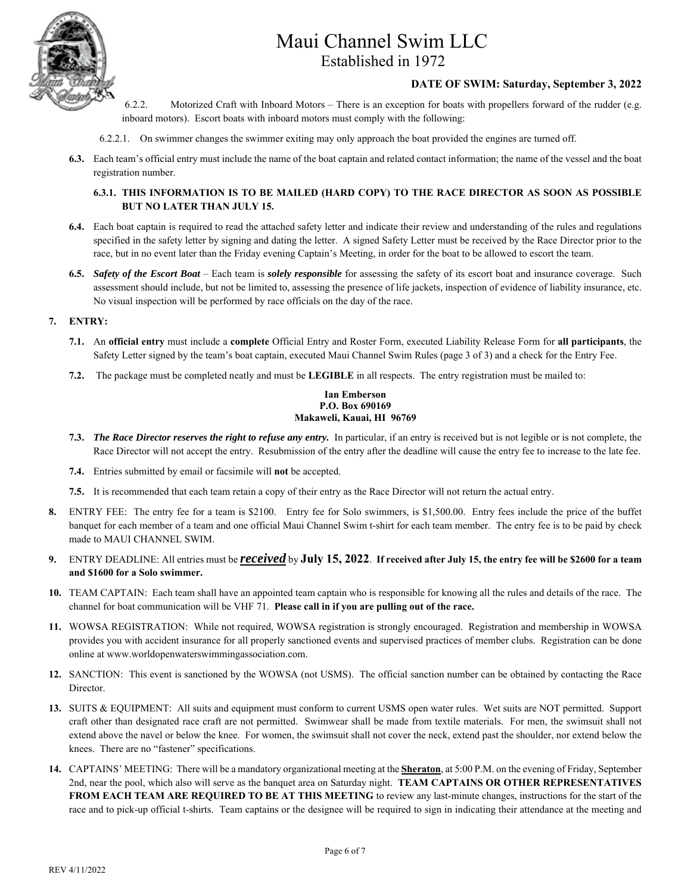6.2.2. Motorized Craft with Inboard Motors – There is an exception for boats with propellers forward of the rudder (e.g. inboard motors). Escort boats with inboard motors must comply with the following:

6.2.2.1. On swimmer changes the swimmer exiting may only approach the boat provided the engines are turned off.

**6.3.** Each team's official entry must include the name of the boat captain and related contact information; the name of the vessel and the boat registration number.

**6.3.1. THIS INFORMATION IS TO BE MAILED (HARD COPY) TO THE RACE DIRECTOR AS SOON AS POSSIBLE BUT NO LATER THAN JULY 15.**

**6.4.** Each boat captain is required to read the attached safety letter and indicate their review and understanding of the rules and regulations specified in the safety letter by signing and dating the letter. A signed Safety Letter must be received by the Race Director prior to the race, but in no event later than the Friday evening Captain's Meeting, in order for the boat to be allowed to escort the team.

**6.5.** ***Safety of the Escort Boat*** – Each team is ***solely responsible*** for assessing the safety of its escort boat and insurance coverage. Such assessment should include, but not be limited to, assessing the presence of life jackets, inspection of evidence of liability insurance, etc. No visual inspection will be performed by race officials on the day of the race.

**7. ENTRY:**

**7.1.** An **official entry** must include a **complete** Official Entry and Roster Form, executed Liability Release Form for **all participants**, the Safety Letter signed by the team's boat captain, executed Maui Channel Swim Rules (page 3 of 3) and a check for the Entry Fee.

**7.2.** The package must be completed neatly and must be **LEGIBLE** in all respects. The entry registration must be mailed to:

**Ian Emberson**
**P.O. Box 690169**
**Makaweli, Kauai, HI 96769**

**7.3.** ***The Race Director reserves the right to refuse any entry.*** In particular, if an entry is received but is not legible or is not complete, the Race Director will not accept the entry. Resubmission of the entry after the deadline will cause the entry fee to increase to the late fee.

**7.4.** Entries submitted by email or facsimile will **not** be accepted.

**7.5.** It is recommended that each team retain a copy of their entry as the Race Director will not return the actual entry.

**8.** ENTRY FEE: The entry fee for a team is $2100. Entry fee for Solo swimmers, is $1,500.00. Entry fees include the price of the buffet banquet for each member of a team and one official Maui Channel Swim t-shirt for each team member. The entry fee is to be paid by check made to MAUI CHANNEL SWIM.

**9.** ENTRY DEADLINE: All entries must be ***received*** by **July 15, 2022**. **If received after July 15, the entry fee will be $2600 for a team and $1600 for a Solo swimmer.**

**10.** TEAM CAPTAIN: Each team shall have an appointed team captain who is responsible for knowing all the rules and details of the race. The channel for boat communication will be VHF 71. **Please call in if you are pulling out of the race.**

**11.** WOWSA REGISTRATION: While not required, WOWSA registration is strongly encouraged. Registration and membership in WOWSA provides you with accident insurance for all properly sanctioned events and supervised practices of member clubs. Registration can be done online at www.worldopenwaterswimmingassociation.com.

**12.** SANCTION: This event is sanctioned by the WOWSA (not USMS). The official sanction number can be obtained by contacting the Race Director.

**13.** SUITS & EQUIPMENT: All suits and equipment must conform to current USMS open water rules. Wet suits are NOT permitted. Support craft other than designated race craft are not permitted. Swimwear shall be made from textile materials. For men, the swimsuit shall not extend above the navel or below the knee. For women, the swimsuit shall not cover the neck, extend past the shoulder, nor extend below the knees. There are no "fastener" specifications.

**14.** CAPTAINS' MEETING: There will be a mandatory organizational meeting at the **Sheraton**, at 5:00 P.M. on the evening of Friday, September 2nd, near the pool, which also will serve as the banquet area on Saturday night. **TEAM CAPTAINS OR OTHER REPRESENTATIVES FROM EACH TEAM ARE REQUIRED TO BE AT THIS MEETING** to review any last-minute changes, instructions for the start of the race and to pick-up official t-shirts. Team captains or the designee will be required to sign in indicating their attendance at the meeting and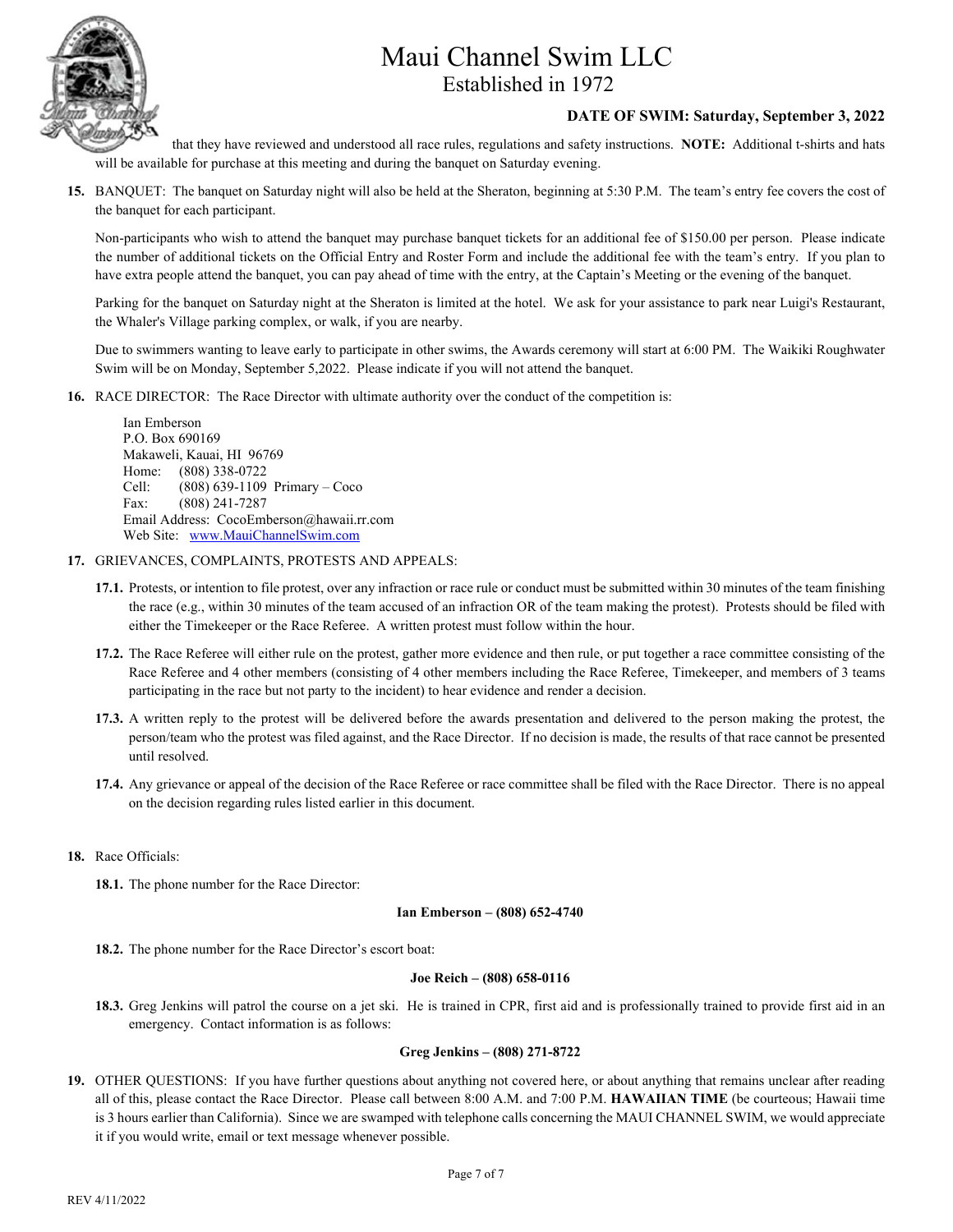that they have reviewed and understood all race rules, regulations and safety instructions. **NOTE:** Additional t-shirts and hats will be available for purchase at this meeting and during the banquet on Saturday evening.

**15.** BANQUET: The banquet on Saturday night will also be held at the Sheraton, beginning at 5:30 P.M. The team's entry fee covers the cost of the banquet for each participant.

Non-participants who wish to attend the banquet may purchase banquet tickets for an additional fee of $150.00 per person. Please indicate the number of additional tickets on the Official Entry and Roster Form and include the additional fee with the team's entry. If you plan to have extra people attend the banquet, you can pay ahead of time with the entry, at the Captain's Meeting or the evening of the banquet.

Parking for the banquet on Saturday night at the Sheraton is limited at the hotel. We ask for your assistance to park near Luigi's Restaurant, the Whaler's Village parking complex, or walk, if you are nearby.

Due to swimmers wanting to leave early to participate in other swims, the Awards ceremony will start at 6:00 PM. The Waikiki Roughwater Swim will be on Monday, September 5,2022. Please indicate if you will not attend the banquet.

**16.** RACE DIRECTOR: The Race Director with ultimate authority over the conduct of the competition is:

Ian Emberson
P.O. Box 690169
Makaweli, Kauai, HI 96769
Home: (808) 338-0722
Cell: (808) 639-1109 Primary – Coco
Fax: (808) 241-7287
Email Address: CocoEmberson@hawaii.rr.com
Web Site: www.MauiChannelSwim.com

**17.** GRIEVANCES, COMPLAINTS, PROTESTS AND APPEALS:

**17.1.** Protests, or intention to file protest, over any infraction or race rule or conduct must be submitted within 30 minutes of the team finishing the race (e.g., within 30 minutes of the team accused of an infraction OR of the team making the protest). Protests should be filed with either the Timekeeper or the Race Referee. A written protest must follow within the hour.

**17.2.** The Race Referee will either rule on the protest, gather more evidence and then rule, or put together a race committee consisting of the Race Referee and 4 other members (consisting of 4 other members including the Race Referee, Timekeeper, and members of 3 teams participating in the race but not party to the incident) to hear evidence and render a decision.

**17.3.** A written reply to the protest will be delivered before the awards presentation and delivered to the person making the protest, the person/team who the protest was filed against, and the Race Director. If no decision is made, the results of that race cannot be presented until resolved.

**17.4.** Any grievance or appeal of the decision of the Race Referee or race committee shall be filed with the Race Director. There is no appeal on the decision regarding rules listed earlier in this document.

**18.** Race Officials:

**18.1.** The phone number for the Race Director:

**Ian Emberson – (808) 652-4740**

**18.2.** The phone number for the Race Director's escort boat:

**Joe Reich – (808) 658-0116**

**18.3.** Greg Jenkins will patrol the course on a jet ski. He is trained in CPR, first aid and is professionally trained to provide first aid in an emergency. Contact information is as follows:

**Greg Jenkins – (808) 271-8722**

**19.** OTHER QUESTIONS: If you have further questions about anything not covered here, or about anything that remains unclear after reading all of this, please contact the Race Director. Please call between 8:00 A.M. and 7:00 P.M. **HAWAIIAN TIME** (be courteous; Hawaii time is 3 hours earlier than California). Since we are swamped with telephone calls concerning the MAUI CHANNEL SWIM, we would appreciate it if you would write, email or text message whenever possible.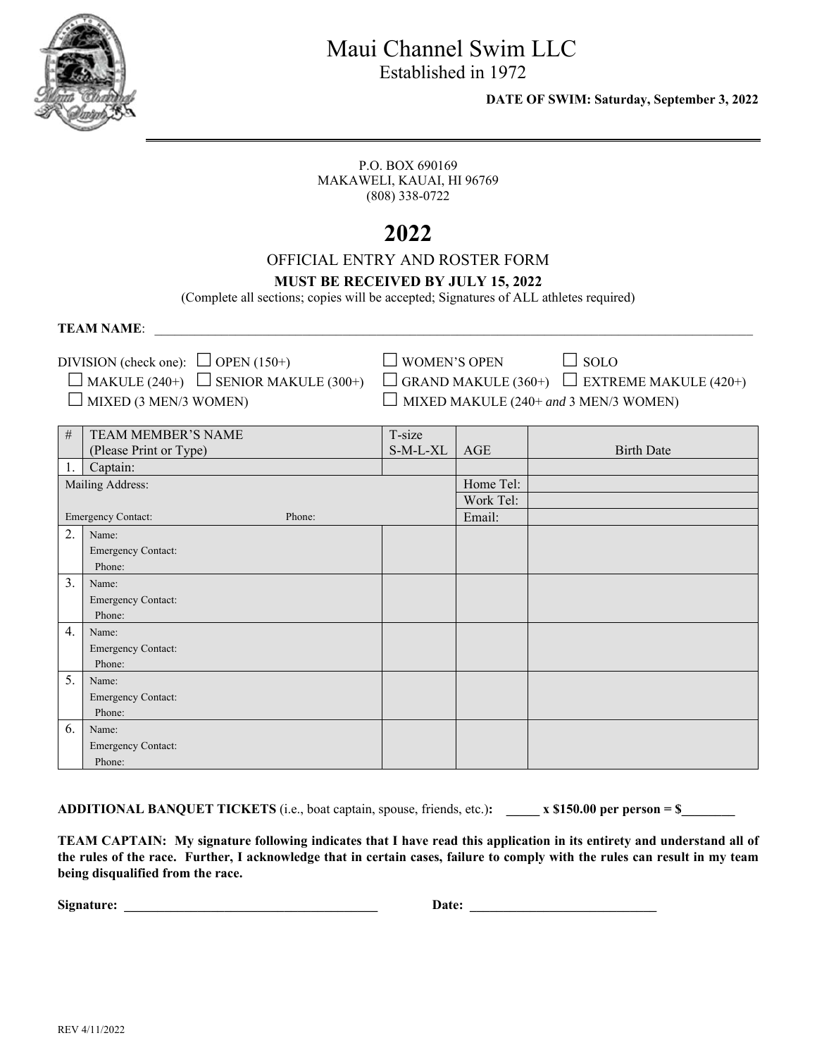# Maui Channel Swim LLC

Established in 1972

**DATE OF SWIM: Saturday, September 3, 2022**

P.O. BOX 690169
MAKAWELI, KAUAI, HI 96769
(808) 338-0722

# 2022

## OFFICIAL ENTRY AND ROSTER FORM

**MUST BE RECEIVED BY JULY 15, 2022**

(Complete all sections; copies will be accepted; Signatures of ALL athletes required)

**TEAM NAME**: ____________________________________________________________________________________________

DIVISION (check one):
- ☐ OPEN (150+)
- ☐ WOMEN'S OPEN
- ☐ SOLO
- ☐ MAKULE (240+)
- ☐ SENIOR MAKULE (300+)
- ☐ GRAND MAKULE (360+)
- ☐ EXTREME MAKULE (420+)
- ☐ MIXED (3 MEN/3 WOMEN)
- ☐ MIXED MAKULE (240+ *and* 3 MEN/3 WOMEN)

| # | TEAM MEMBER'S NAME (Please Print or Type) | T-size S-M-L-XL | AGE | Birth Date |
|---|---|---|---|---|
| 1. | Captain: | | | |
| | Mailing Address: | | Home Tel: | |
| | | | Work Tel: | |
| | Emergency Contact: Phone: | | Email: | |
| 2. | Name: Emergency Contact: Phone: | | | |
| 3. | Name: Emergency Contact: Phone: | | | |
| 4. | Name: Emergency Contact: Phone: | | | |
| 5. | Name: Emergency Contact: Phone: | | | |
| 6. | Name: Emergency Contact: Phone: | | | |

**ADDITIONAL BANQUET TICKETS** (i.e., boat captain, spouse, friends, etc.)**: _____ x $150.00 per person = $________**

**TEAM CAPTAIN: My signature following indicates that I have read this application in its entirety and understand all of the rules of the race. Further, I acknowledge that in certain cases, failure to comply with the rules can result in my team being disqualified from the race.**

**Signature: ________________________________________ Date: _____________________________**

REV 4/11/2022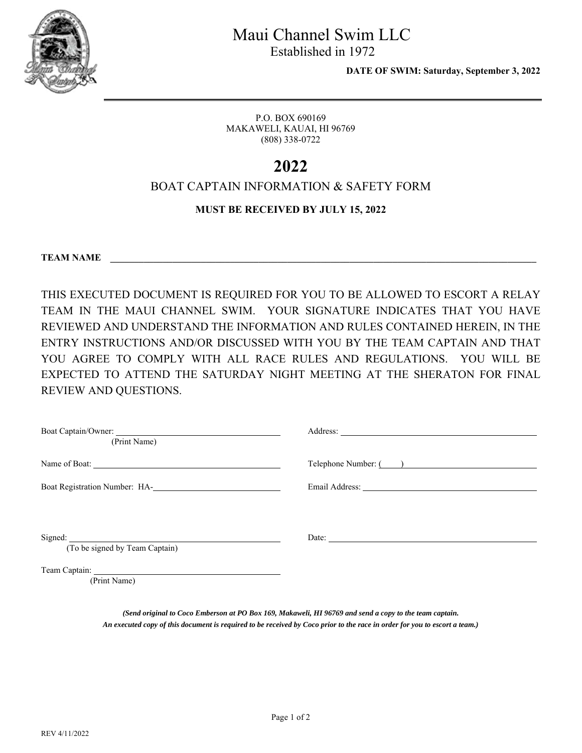# Maui Channel Swim LLC

Established in 1972

**DATE OF SWIM: Saturday, September 3, 2022**

P.O. BOX 690169
MAKAWELI, KAUAI, HI 96769
(808) 338-0722

# 2022

## BOAT CAPTAIN INFORMATION & SAFETY FORM

**MUST BE RECEIVED BY JULY 15, 2022**

**TEAM NAME** ______________________________________________

THIS EXECUTED DOCUMENT IS REQUIRED FOR YOU TO BE ALLOWED TO ESCORT A RELAY TEAM IN THE MAUI CHANNEL SWIM. YOUR SIGNATURE INDICATES THAT YOU HAVE REVIEWED AND UNDERSTAND THE INFORMATION AND RULES CONTAINED HEREIN, IN THE ENTRY INSTRUCTIONS AND/OR DISCUSSED WITH YOU BY THE TEAM CAPTAIN AND THAT YOU AGREE TO COMPLY WITH ALL RACE RULES AND REGULATIONS. YOU WILL BE EXPECTED TO ATTEND THE SATURDAY NIGHT MEETING AT THE SHERATON FOR FINAL REVIEW AND QUESTIONS.

Boat Captain/Owner: ______________________________
(Print Name)

Address: ______________________________

Name of Boat: ______________________________

Telephone Number: (    ) ______________________________

Boat Registration Number: HA-______________________________

Email Address: ______________________________

Signed: ______________________________
(To be signed by Team Captain)

Date: ______________________________

Team Captain: ______________________________
(Print Name)

***(Send original to Coco Emberson at PO Box 169, Makaweli, HI 96769 and send a copy to the team captain.***
***An executed copy of this document is required to be received by Coco prior to the race in order for you to escort a team.)***

REV 4/11/2022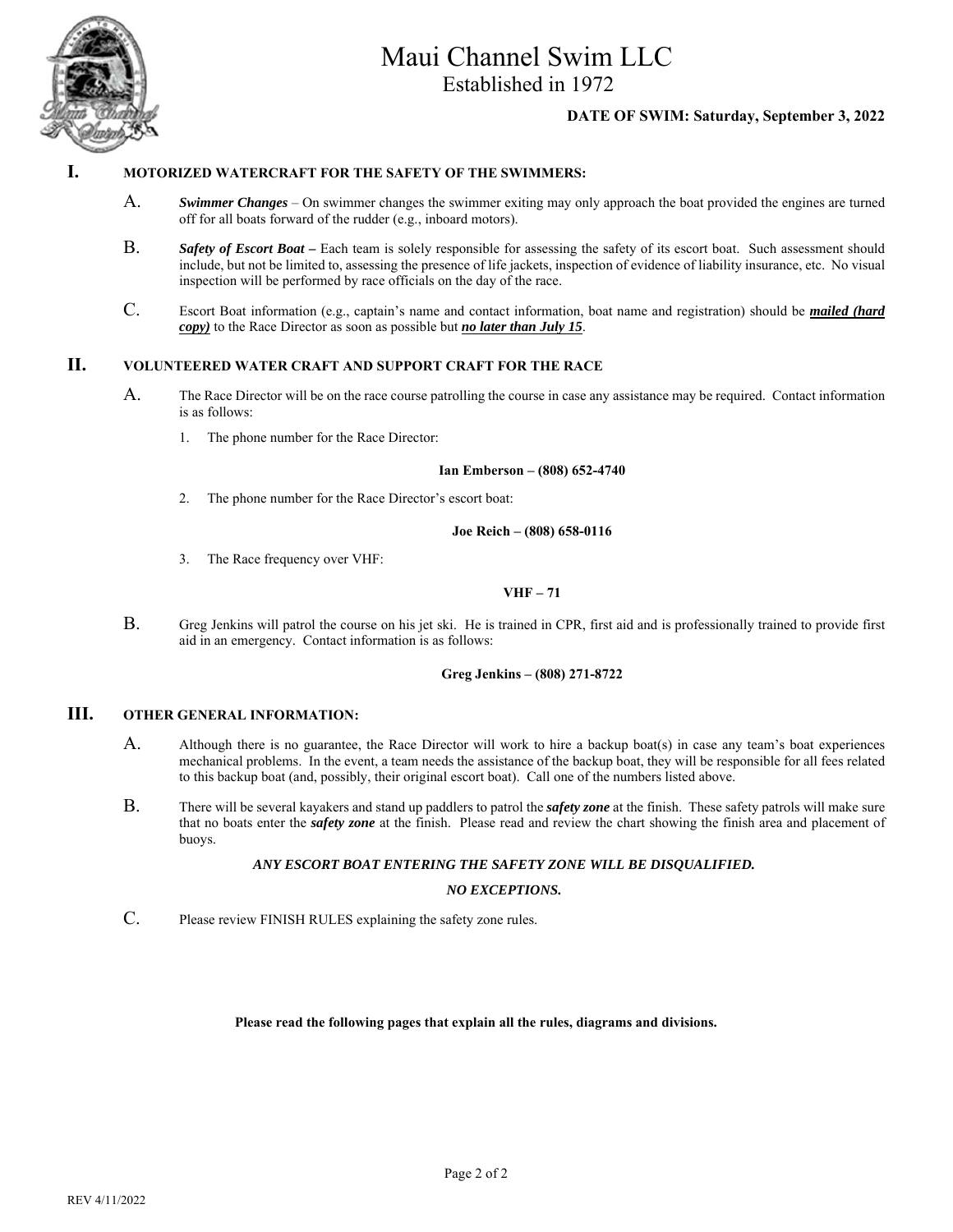# Maui Channel Swim LLC

Established in 1972

**DATE OF SWIM: Saturday, September 3, 2022**

## I. MOTORIZED WATERCRAFT FOR THE SAFETY OF THE SWIMMERS:

A. ***Swimmer Changes*** – On swimmer changes the swimmer exiting may only approach the boat provided the engines are turned off for all boats forward of the rudder (e.g., inboard motors).

B. ***Safety of Escort Boat –*** Each team is solely responsible for assessing the safety of its escort boat. Such assessment should include, but not be limited to, assessing the presence of life jackets, inspection of evidence of liability insurance, etc. No visual inspection will be performed by race officials on the day of the race.

C. Escort Boat information (e.g., captain's name and contact information, boat name and registration) should be ***mailed (hard copy)*** to the Race Director as soon as possible but ***no later than July 15***.

## II. VOLUNTEERED WATER CRAFT AND SUPPORT CRAFT FOR THE RACE

A. The Race Director will be on the race course patrolling the course in case any assistance may be required. Contact information is as follows:

1. The phone number for the Race Director:

   **Ian Emberson – (808) 652-4740**

2. The phone number for the Race Director's escort boat:

   **Joe Reich – (808) 658-0116**

3. The Race frequency over VHF:

   **VHF – 71**

B. Greg Jenkins will patrol the course on his jet ski. He is trained in CPR, first aid and is professionally trained to provide first aid in an emergency. Contact information is as follows:

   **Greg Jenkins – (808) 271-8722**

## III. OTHER GENERAL INFORMATION:

A. Although there is no guarantee, the Race Director will work to hire a backup boat(s) in case any team's boat experiences mechanical problems. In the event, a team needs the assistance of the backup boat, they will be responsible for all fees related to this backup boat (and, possibly, their original escort boat). Call one of the numbers listed above.

B. There will be several kayakers and stand up paddlers to patrol the ***safety zone*** at the finish. These safety patrols will make sure that no boats enter the ***safety zone*** at the finish. Please read and review the chart showing the finish area and placement of buoys.

***ANY ESCORT BOAT ENTERING THE SAFETY ZONE WILL BE DISQUALIFIED.***

***NO EXCEPTIONS.***

C. Please review FINISH RULES explaining the safety zone rules.

**Please read the following pages that explain all the rules, diagrams and divisions.**

REV 4/11/2022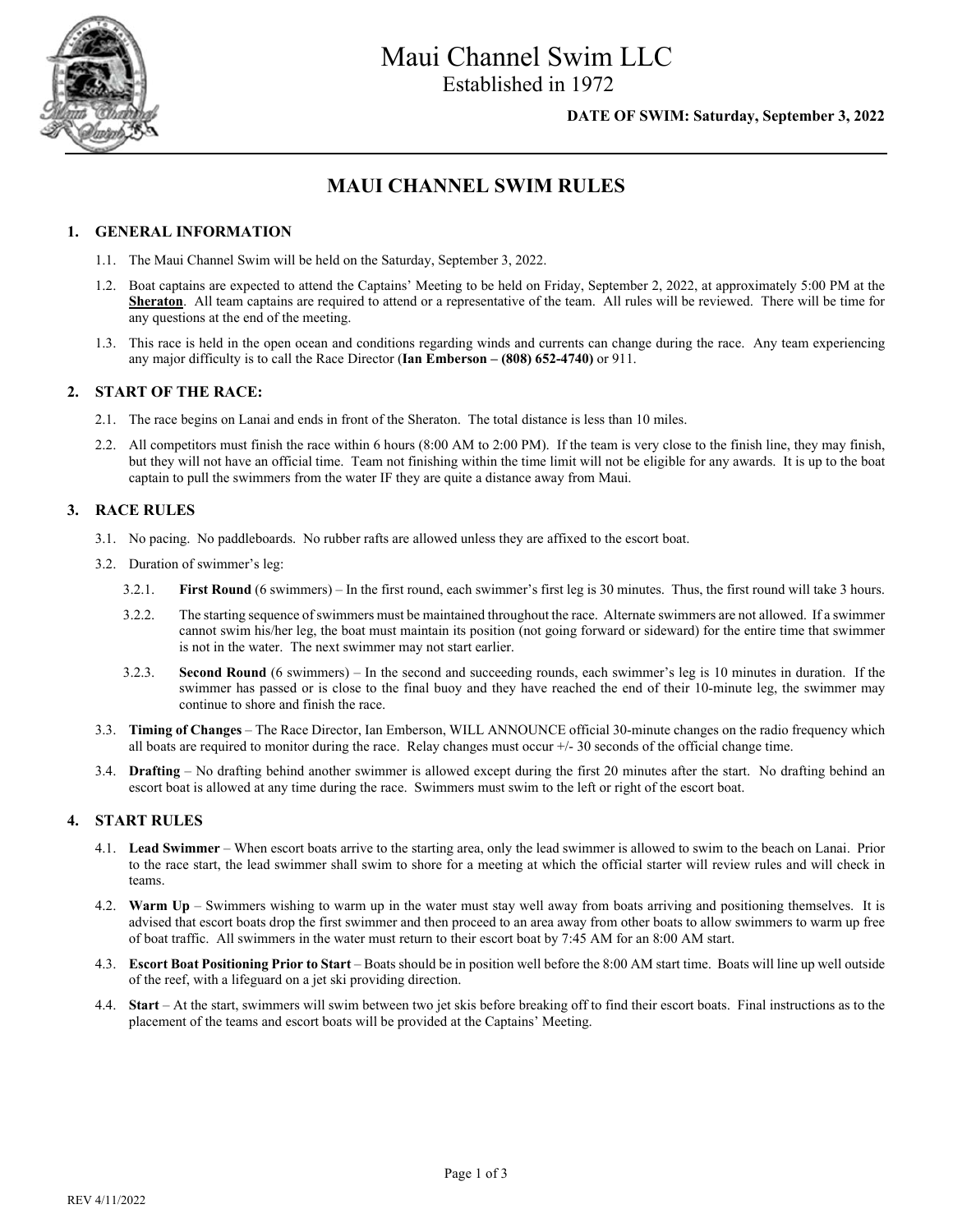# Maui Channel Swim LLC

Established in 1972

**DATE OF SWIM: Saturday, September 3, 2022**

## MAUI CHANNEL SWIM RULES

### 1. GENERAL INFORMATION

1.1. The Maui Channel Swim will be held on the Saturday, September 3, 2022.

1.2. Boat captains are expected to attend the Captains' Meeting to be held on Friday, September 2, 2022, at approximately 5:00 PM at the **Sheraton**. All team captains are required to attend or a representative of the team. All rules will be reviewed. There will be time for any questions at the end of the meeting.

1.3. This race is held in the open ocean and conditions regarding winds and currents can change during the race. Any team experiencing any major difficulty is to call the Race Director (**Ian Emberson – (808) 652-4740)** or 911.

### 2. START OF THE RACE:

2.1. The race begins on Lanai and ends in front of the Sheraton. The total distance is less than 10 miles.

2.2. All competitors must finish the race within 6 hours (8:00 AM to 2:00 PM). If the team is very close to the finish line, they may finish, but they will not have an official time. Team not finishing within the time limit will not be eligible for any awards. It is up to the boat captain to pull the swimmers from the water IF they are quite a distance away from Maui.

### 3. RACE RULES

3.1. No pacing. No paddleboards. No rubber rafts are allowed unless they are affixed to the escort boat.

3.2. Duration of swimmer's leg:

3.2.1. **First Round** (6 swimmers) – In the first round, each swimmer's first leg is 30 minutes. Thus, the first round will take 3 hours.

3.2.2. The starting sequence of swimmers must be maintained throughout the race. Alternate swimmers are not allowed. If a swimmer cannot swim his/her leg, the boat must maintain its position (not going forward or sideward) for the entire time that swimmer is not in the water. The next swimmer may not start earlier.

3.2.3. **Second Round** (6 swimmers) – In the second and succeeding rounds, each swimmer's leg is 10 minutes in duration. If the swimmer has passed or is close to the final buoy and they have reached the end of their 10-minute leg, the swimmer may continue to shore and finish the race.

3.3. **Timing of Changes** – The Race Director, Ian Emberson, WILL ANNOUNCE official 30-minute changes on the radio frequency which all boats are required to monitor during the race. Relay changes must occur +/- 30 seconds of the official change time.

3.4. **Drafting** – No drafting behind another swimmer is allowed except during the first 20 minutes after the start. No drafting behind an escort boat is allowed at any time during the race. Swimmers must swim to the left or right of the escort boat.

### 4. START RULES

4.1. **Lead Swimmer** – When escort boats arrive to the starting area, only the lead swimmer is allowed to swim to the beach on Lanai. Prior to the race start, the lead swimmer shall swim to shore for a meeting at which the official starter will review rules and will check in teams.

4.2. **Warm Up** – Swimmers wishing to warm up in the water must stay well away from boats arriving and positioning themselves. It is advised that escort boats drop the first swimmer and then proceed to an area away from other boats to allow swimmers to warm up free of boat traffic. All swimmers in the water must return to their escort boat by 7:45 AM for an 8:00 AM start.

4.3. **Escort Boat Positioning Prior to Start** – Boats should be in position well before the 8:00 AM start time. Boats will line up well outside of the reef, with a lifeguard on a jet ski providing direction.

4.4. **Start** – At the start, swimmers will swim between two jet skis before breaking off to find their escort boats. Final instructions as to the placement of the teams and escort boats will be provided at the Captains' Meeting.

REV 4/11/2022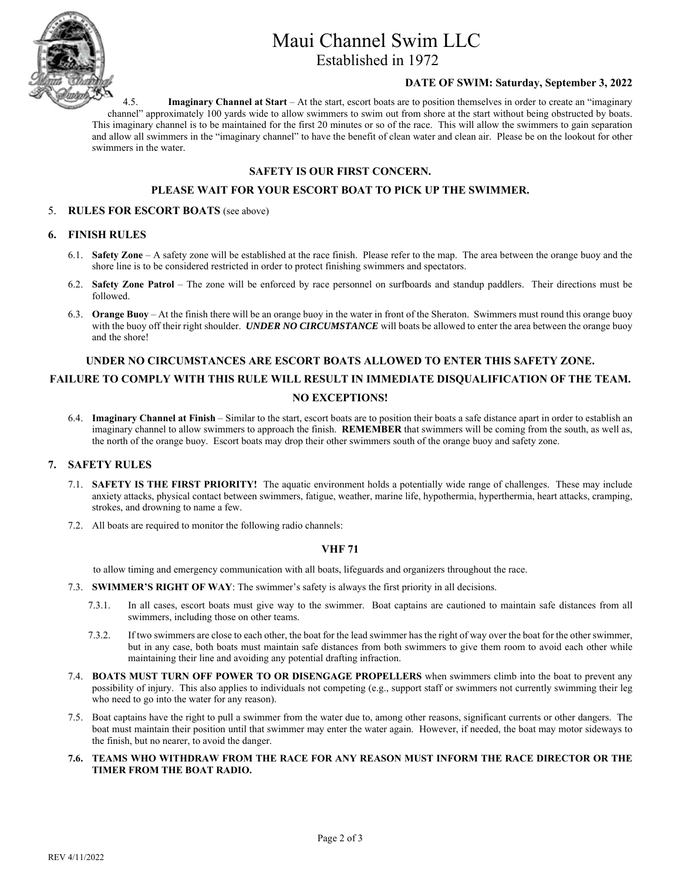# Maui Channel Swim LLC

Established in 1972

**DATE OF SWIM: Saturday, September 3, 2022**

4.5. **Imaginary Channel at Start** – At the start, escort boats are to position themselves in order to create an "imaginary channel" approximately 100 yards wide to allow swimmers to swim out from shore at the start without being obstructed by boats. This imaginary channel is to be maintained for the first 20 minutes or so of the race. This will allow the swimmers to gain separation and allow all swimmers in the "imaginary channel" to have the benefit of clean water and clean air. Please be on the lookout for other swimmers in the water.

**SAFETY IS OUR FIRST CONCERN.**

**PLEASE WAIT FOR YOUR ESCORT BOAT TO PICK UP THE SWIMMER.**

5. **RULES FOR ESCORT BOATS** (see above)

## 6. FINISH RULES

6.1. **Safety Zone** – A safety zone will be established at the race finish. Please refer to the map. The area between the orange buoy and the shore line is to be considered restricted in order to protect finishing swimmers and spectators.

6.2. **Safety Zone Patrol** – The zone will be enforced by race personnel on surfboards and standup paddlers. Their directions must be followed.

6.3. **Orange Buoy** – At the finish there will be an orange buoy in the water in front of the Sheraton. Swimmers must round this orange buoy with the buoy off their right shoulder. ***UNDER NO CIRCUMSTANCE*** will boats be allowed to enter the area between the orange buoy and the shore!

**UNDER NO CIRCUMSTANCES ARE ESCORT BOATS ALLOWED TO ENTER THIS SAFETY ZONE.**

**FAILURE TO COMPLY WITH THIS RULE WILL RESULT IN IMMEDIATE DISQUALIFICATION OF THE TEAM.**

**NO EXCEPTIONS!**

6.4. **Imaginary Channel at Finish** – Similar to the start, escort boats are to position their boats a safe distance apart in order to establish an imaginary channel to allow swimmers to approach the finish. **REMEMBER** that swimmers will be coming from the south, as well as, the north of the orange buoy. Escort boats may drop their other swimmers south of the orange buoy and safety zone.

## 7. SAFETY RULES

7.1. **SAFETY IS THE FIRST PRIORITY!** The aquatic environment holds a potentially wide range of challenges. These may include anxiety attacks, physical contact between swimmers, fatigue, weather, marine life, hypothermia, hyperthermia, heart attacks, cramping, strokes, and drowning to name a few.

7.2. All boats are required to monitor the following radio channels:

**VHF 71**

to allow timing and emergency communication with all boats, lifeguards and organizers throughout the race.

7.3. **SWIMMER'S RIGHT OF WAY**: The swimmer's safety is always the first priority in all decisions.

7.3.1. In all cases, escort boats must give way to the swimmer. Boat captains are cautioned to maintain safe distances from all swimmers, including those on other teams.

7.3.2. If two swimmers are close to each other, the boat for the lead swimmer has the right of way over the boat for the other swimmer, but in any case, both boats must maintain safe distances from both swimmers to give them room to avoid each other while maintaining their line and avoiding any potential drafting infraction.

7.4. **BOATS MUST TURN OFF POWER TO OR DISENGAGE PROPELLERS** when swimmers climb into the boat to prevent any possibility of injury. This also applies to individuals not competing (e.g., support staff or swimmers not currently swimming their leg who need to go into the water for any reason).

7.5. Boat captains have the right to pull a swimmer from the water due to, among other reasons, significant currents or other dangers. The boat must maintain their position until that swimmer may enter the water again. However, if needed, the boat may motor sideways to the finish, but no nearer, to avoid the danger.

**7.6. TEAMS WHO WITHDRAW FROM THE RACE FOR ANY REASON MUST INFORM THE RACE DIRECTOR OR THE TIMER FROM THE BOAT RADIO.**

REV 4/11/2022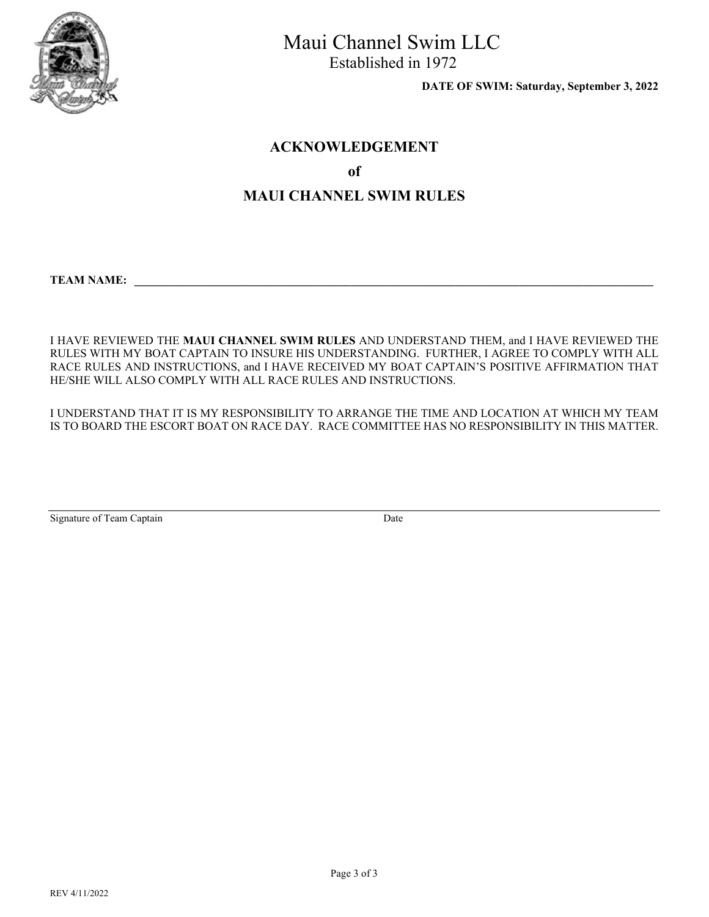# Maui Channel Swim LLC

Established in 1972

**DATE OF SWIM: Saturday, September 3, 2022**

## ACKNOWLEDGEMENT

## of

## MAUI CHANNEL SWIM RULES

**TEAM NAME:** ______________________________________________________________________________

I HAVE REVIEWED THE **MAUI CHANNEL SWIM RULES** AND UNDERSTAND THEM, and I HAVE REVIEWED THE RULES WITH MY BOAT CAPTAIN TO INSURE HIS UNDERSTANDING. FURTHER, I AGREE TO COMPLY WITH ALL RACE RULES AND INSTRUCTIONS, and I HAVE RECEIVED MY BOAT CAPTAIN'S POSITIVE AFFIRMATION THAT HE/SHE WILL ALSO COMPLY WITH ALL RACE RULES AND INSTRUCTIONS.

I UNDERSTAND THAT IT IS MY RESPONSIBILITY TO ARRANGE THE TIME AND LOCATION AT WHICH MY TEAM IS TO BOARD THE ESCORT BOAT ON RACE DAY. RACE COMMITTEE HAS NO RESPONSIBILITY IN THIS MATTER.

______________________________________________________________________________

Signature of Team Captain　　　　　　　　　　　　　　Date

REV 4/11/2022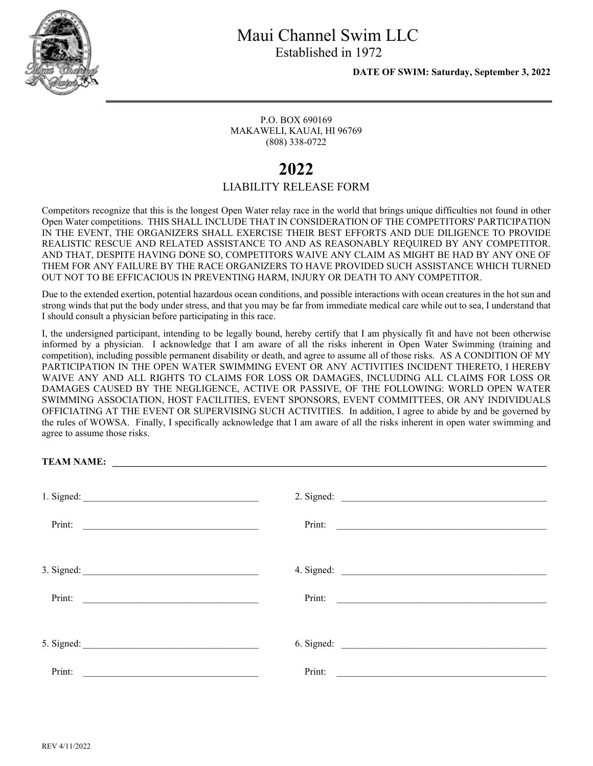# Maui Channel Swim LLC

Established in 1972

**DATE OF SWIM: Saturday, September 3, 2022**

P.O. BOX 690169
MAKAWELI, KAUAI, HI 96769
(808) 338-0722

# 2022

## LIABILITY RELEASE FORM

Competitors recognize that this is the longest Open Water relay race in the world that brings unique difficulties not found in other Open Water competitions. THIS SHALL INCLUDE THAT IN CONSIDERATION OF THE COMPETITORS' PARTICIPATION IN THE EVENT, THE ORGANIZERS SHALL EXERCISE THEIR BEST EFFORTS AND DUE DILIGENCE TO PROVIDE REALISTIC RESCUE AND RELATED ASSISTANCE TO AND AS REASONABLY REQUIRED BY ANY COMPETITOR. AND THAT, DESPITE HAVING DONE SO, COMPETITORS WAIVE ANY CLAIM AS MIGHT BE HAD BY ANY ONE OF THEM FOR ANY FAILURE BY THE RACE ORGANIZERS TO HAVE PROVIDED SUCH ASSISTANCE WHICH TURNED OUT NOT TO BE EFFICACIOUS IN PREVENTING HARM, INJURY OR DEATH TO ANY COMPETITOR.

Due to the extended exertion, potential hazardous ocean conditions, and possible interactions with ocean creatures in the hot sun and strong winds that put the body under stress, and that you may be far from immediate medical care while out to sea, I understand that I should consult a physician before participating in this race.

I, the undersigned participant, intending to be legally bound, hereby certify that I am physically fit and have not been otherwise informed by a physician. I acknowledge that I am aware of all the risks inherent in Open Water Swimming (training and competition), including possible permanent disability or death, and agree to assume all of those risks. AS A CONDITION OF MY PARTICIPATION IN THE OPEN WATER SWIMMING EVENT OR ANY ACTIVITIES INCIDENT THERETO, I HEREBY WAIVE ANY AND ALL RIGHTS TO CLAIMS FOR LOSS OR DAMAGES, INCLUDING ALL CLAIMS FOR LOSS OR DAMAGES CAUSED BY THE NEGLIGENCE, ACTIVE OR PASSIVE, OF THE FOLLOWING: WORLD OPEN WATER SWIMMING ASSOCIATION, HOST FACILITIES, EVENT SPONSORS, EVENT COMMITTEES, OR ANY INDIVIDUALS OFFICIATING AT THE EVENT OR SUPERVISING SUCH ACTIVITIES. In addition, I agree to abide by and be governed by the rules of WOWSA. Finally, I specifically acknowledge that I am aware of all the risks inherent in open water swimming and agree to assume those risks.

**TEAM NAME:** ______________________________________________

1. Signed: ______________________  2. Signed: ______________________

   Print: ______________________  Print: ______________________

3. Signed: ______________________  4. Signed: ______________________

   Print: ______________________  Print: ______________________

5. Signed: ______________________  6. Signed: ______________________

   Print: ______________________  Print: ______________________

REV 4/11/2022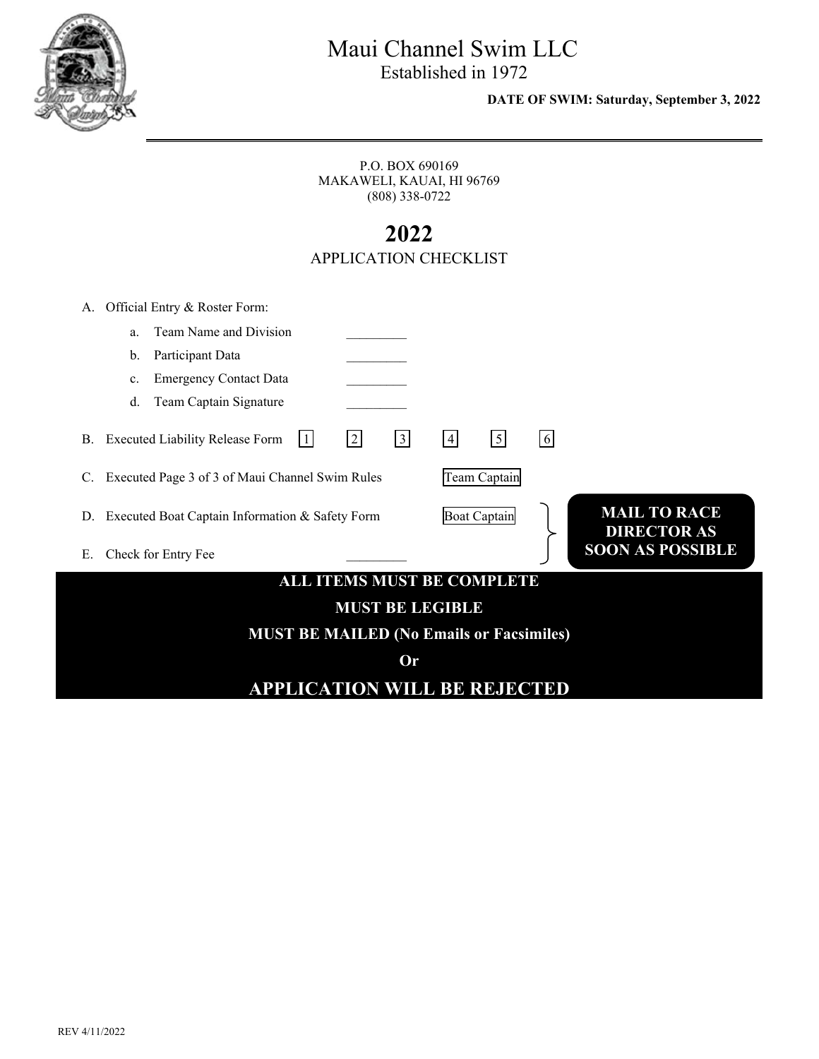# Maui Channel Swim LLC

Established in 1972

**DATE OF SWIM: Saturday, September 3, 2022**

P.O. BOX 690169
MAKAWELI, KAUAI, HI 96769
(808) 338-0722

## 2022

APPLICATION CHECKLIST

A. Official Entry & Roster Form:

- a. Team Name and Division _________
- b. Participant Data _________
- c. Emergency Contact Data _________
- d. Team Captain Signature _________

B. Executed Liability Release Form [1] [2] [3] [4] [5] [6]

C. Executed Page 3 of 3 of Maui Channel Swim Rules [Team Captain]

D. Executed Boat Captain Information & Safety Form [Boat Captain]

E. Check for Entry Fee _________

**MAIL TO RACE DIRECTOR AS SOON AS POSSIBLE**

**ALL ITEMS MUST BE COMPLETE**

**MUST BE LEGIBLE**

**MUST BE MAILED (No Emails or Facsimiles)**

**Or**

**APPLICATION WILL BE REJECTED**

REV 4/11/2022